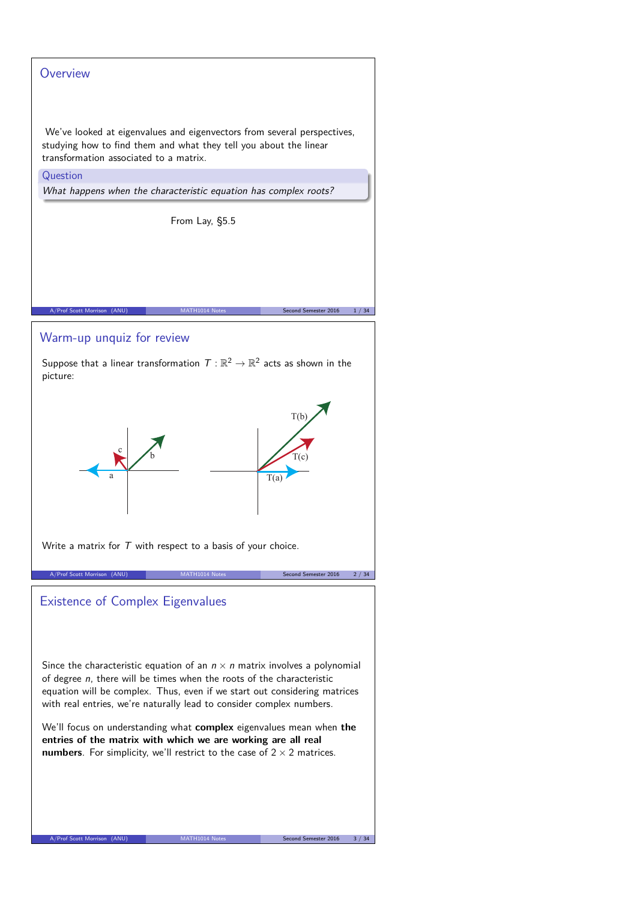## Overview

We've looked at eigenvalues and eigenvectors from several perspectives, studying how to find them and what they tell you about the linear transformation associated to a matrix.

**Question**

*What happens when the characteristic equation has complex roots?*

From Lay, §5.5

## Warm-up unquiz for review

Suppose that a linear transformation $T : \mathbb{R}^2 \to \mathbb{R}^2$ acts as shown in the picture:

Write a matrix for $T$ with respect to a basis of your choice.

## Existence of Complex Eigenvalues

Since the characteristic equation of an $n \times n$ matrix involves a polynomial of degree $n$, there will be times when the roots of the characteristic equation will be complex. Thus, even if we start out considering matrices with real entries, we're naturally lead to consider complex numbers.

We'll focus on understanding what **complex** eigenvalues mean when **the entries of the matrix with which we are working are all real numbers**. For simplicity, we'll restrict to the case of $2 \times 2$ matrices.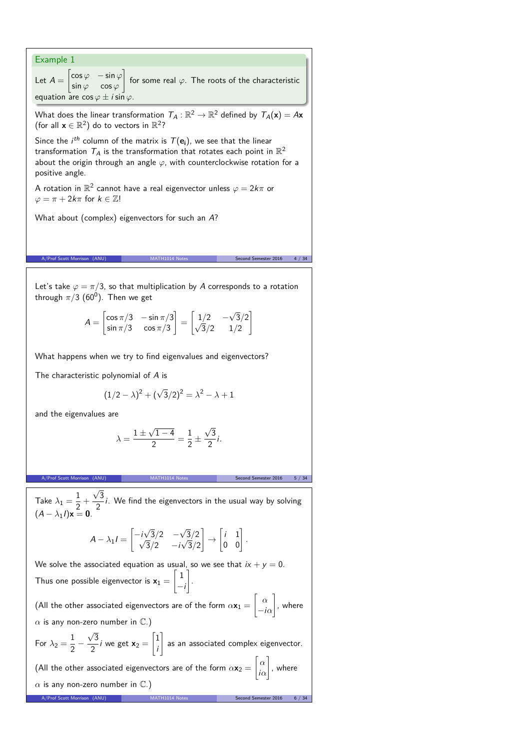### Example 1

Let $A = \begin{bmatrix} \cos\varphi & -\sin\varphi \\ \sin\varphi & \cos\varphi \end{bmatrix}$ for some real $\varphi$. The roots of the characteristic equation are $\cos\varphi \pm i\sin\varphi$.

What does the linear transformation $T_A : \mathbb{R}^2 \to \mathbb{R}^2$ defined by $T_A(\mathbf{x}) = A\mathbf{x}$ (for all $\mathbf{x} \in \mathbb{R}^2$) do to vectors in $\mathbb{R}^2$?

Since the $i^{th}$ column of the matrix is $T(\mathbf{e_i})$, we see that the linear transformation $T_A$ is the transformation that rotates each point in $\mathbb{R}^2$ about the origin through an angle $\varphi$, with counterclockwise rotation for a positive angle.

A rotation in $\mathbb{R}^2$ cannot have a real eigenvector unless $\varphi = 2k\pi$ or $\varphi = \pi + 2k\pi$ for $k \in \mathbb{Z}$!

What about (complex) eigenvectors for such an $A$?

Let's take $\varphi = \pi/3$, so that multiplication by $A$ corresponds to a rotation through $\pi/3$ ($60^0$). Then we get

$$A = \begin{bmatrix} \cos\pi/3 & -\sin\pi/3 \\ \sin\pi/3 & \cos\pi/3 \end{bmatrix} = \begin{bmatrix} 1/2 & -\sqrt{3}/2 \\ \sqrt{3}/2 & 1/2 \end{bmatrix}$$

What happens when we try to find eigenvalues and eigenvectors?

The characteristic polynomial of $A$ is

$$(1/2 - \lambda)^2 + (\sqrt{3}/2)^2 = \lambda^2 - \lambda + 1$$

and the eigenvalues are

$$\lambda = \frac{1 \pm \sqrt{1-4}}{2} = \frac{1}{2} \pm \frac{\sqrt{3}}{2}i.$$

Take $\lambda_1 = \frac{1}{2} + \frac{\sqrt{3}}{2}i$. We find the eigenvectors in the usual way by solving $(A - \lambda_1 I)\mathbf{x} = \mathbf{0}$.

$$A - \lambda_1 I = \begin{bmatrix} -i\sqrt{3}/2 & -\sqrt{3}/2 \\ \sqrt{3}/2 & -i\sqrt{3}/2 \end{bmatrix} \to \begin{bmatrix} i & 1 \\ 0 & 0 \end{bmatrix}.$$

We solve the associated equation as usual, so we see that $ix + y = 0$. Thus one possible eigenvector is $\mathbf{x}_1 = \begin{bmatrix} 1 \\ -i \end{bmatrix}$.

(All the other associated eigenvectors are of the form $\alpha\mathbf{x}_1 = \begin{bmatrix} \alpha \\ -i\alpha \end{bmatrix}$, where $\alpha$ is any non-zero number in $\mathbb{C}$.)

For $\lambda_2 = \frac{1}{2} - \frac{\sqrt{3}}{2}i$ we get $\mathbf{x}_2 = \begin{bmatrix} 1 \\ i \end{bmatrix}$ as an associated complex eigenvector.

(All the other associated eigenvectors are of the form $\alpha\mathbf{x}_2 = \begin{bmatrix} \alpha \\ i\alpha \end{bmatrix}$, where $\alpha$ is any non-zero number in $\mathbb{C}$.)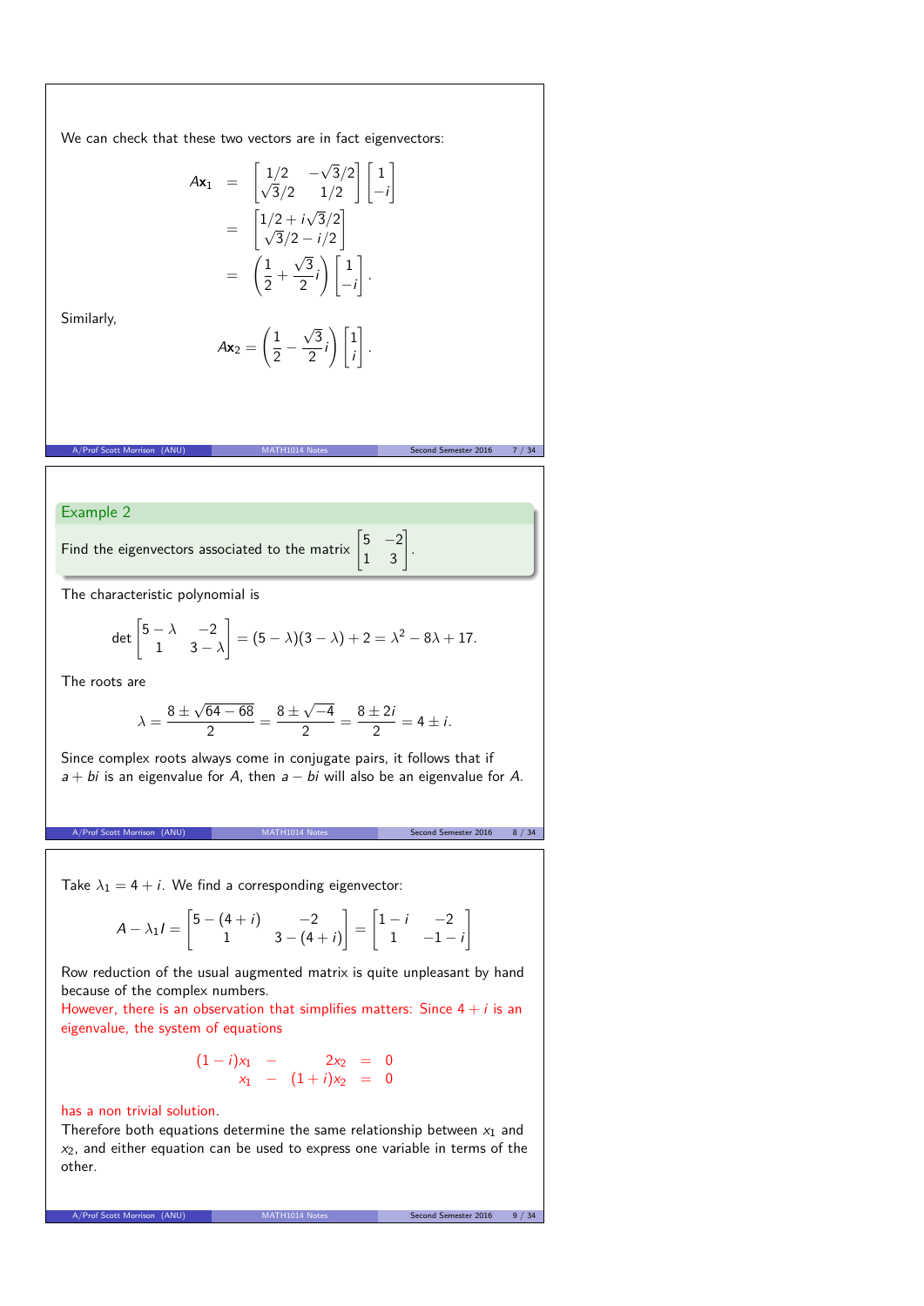We can check that these two vectors are in fact eigenvectors:

$$
\begin{aligned}
A\mathbf{x}_1 &= \begin{bmatrix} 1/2 & -\sqrt{3}/2 \\ \sqrt{3}/2 & 1/2 \end{bmatrix} \begin{bmatrix} 1 \\ -i \end{bmatrix} \\
&= \begin{bmatrix} 1/2 + i\sqrt{3}/2 \\ \sqrt{3}/2 - i/2 \end{bmatrix} \\
&= \left( \frac{1}{2} + \frac{\sqrt{3}}{2} i \right) \begin{bmatrix} 1 \\ -i \end{bmatrix}.
\end{aligned}
$$

Similarly,

$$
A\mathbf{x}_2 = \left( \frac{1}{2} - \frac{\sqrt{3}}{2} i \right) \begin{bmatrix} 1 \\ i \end{bmatrix}.
$$

**Example 2**

Find the eigenvectors associated to the matrix $\begin{bmatrix} 5 & -2 \\ 1 & 3 \end{bmatrix}$.

The characteristic polynomial is

$$
\det \begin{bmatrix} 5 - \lambda & -2 \\ 1 & 3 - \lambda \end{bmatrix} = (5 - \lambda)(3 - \lambda) + 2 = \lambda^2 - 8\lambda + 17.
$$

The roots are

$$
\lambda = \frac{8 \pm \sqrt{64 - 68}}{2} = \frac{8 \pm \sqrt{-4}}{2} = \frac{8 \pm 2i}{2} = 4 \pm i.
$$

Since complex roots always come in conjugate pairs, it follows that if $a + bi$ is an eigenvalue for $A$, then $a - bi$ will also be an eigenvalue for $A$.

Take $\lambda_1 = 4 + i$. We find a corresponding eigenvector:

$$
A - \lambda_1 I = \begin{bmatrix} 5 - (4 + i) & -2 \\ 1 & 3 - (4 + i) \end{bmatrix} = \begin{bmatrix} 1 - i & -2 \\ 1 & -1 - i \end{bmatrix}
$$

Row reduction of the usual augmented matrix is quite unpleasant by hand because of the complex numbers.

However, there is an observation that simplifies matters: Since $4 + i$ is an eigenvalue, the system of equations

$$
\begin{aligned}
(1 - i)x_1 &- 2x_2 &= 0 \\
x_1 &- (1 + i)x_2 &= 0
\end{aligned}
$$

has a non trivial solution.

Therefore both equations determine the same relationship between $x_1$ and $x_2$, and either equation can be used to express one variable in terms of the other.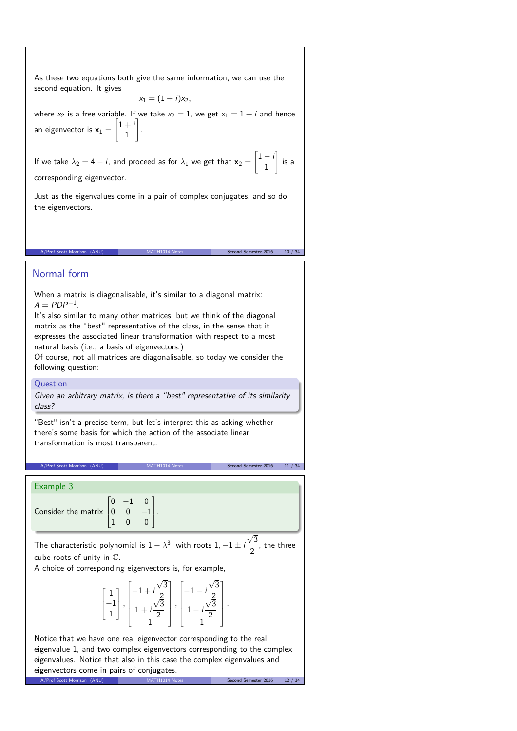As these two equations both give the same information, we can use the second equation. It gives

$$x_1 = (1+i)x_2,$$

where $x_2$ is a free variable. If we take $x_2 = 1$, we get $x_1 = 1+i$ and hence an eigenvector is $\mathbf{x}_1 = \begin{bmatrix} 1+i \\ 1 \end{bmatrix}$.

If we take $\lambda_2 = 4 - i$, and proceed as for $\lambda_1$ we get that $\mathbf{x}_2 = \begin{bmatrix} 1-i \\ 1 \end{bmatrix}$ is a corresponding eigenvector.

Just as the eigenvalues come in a pair of complex conjugates, and so do the eigenvectors.

## Normal form

When a matrix is diagonalisable, it's similar to a diagonal matrix: $A = PDP^{-1}$.
It's also similar to many other matrices, but we think of the diagonal matrix as the "best" representative of the class, in the sense that it expresses the associated linear transformation with respect to a most natural basis (i.e., a basis of eigenvectors.)
Of course, not all matrices are diagonalisable, so today we consider the following question:

**Question**

*Given an arbitrary matrix, is there a "best" representative of its similarity class?*

"Best" isn't a precise term, but let's interpret this as asking whether there's some basis for which the action of the associate linear transformation is most transparent.

**Example 3**

Consider the matrix $\begin{bmatrix} 0 & -1 & 0 \\ 0 & 0 & -1 \\ 1 & 0 & 0 \end{bmatrix}$.

The characteristic polynomial is $1 - \lambda^3$, with roots $1, -1 \pm i\dfrac{\sqrt{3}}{2}$, the three cube roots of unity in $\mathbb{C}$.
A choice of corresponding eigenvectors is, for example,

$$\begin{bmatrix} 1 \\ -1 \\ 1 \end{bmatrix}, \begin{bmatrix} -1 + i\frac{\sqrt{3}}{2} \\ 1 + i\frac{\sqrt{3}}{2} \\ 1 \end{bmatrix}, \begin{bmatrix} -1 - i\frac{\sqrt{3}}{2} \\ 1 - i\frac{\sqrt{3}}{2} \\ 1 \end{bmatrix}.$$

Notice that we have one real eigenvector corresponding to the real eigenvalue 1, and two complex eigenvectors corresponding to the complex eigenvalues. Notice that also in this case the complex eigenvalues and eigenvectors come in pairs of conjugates.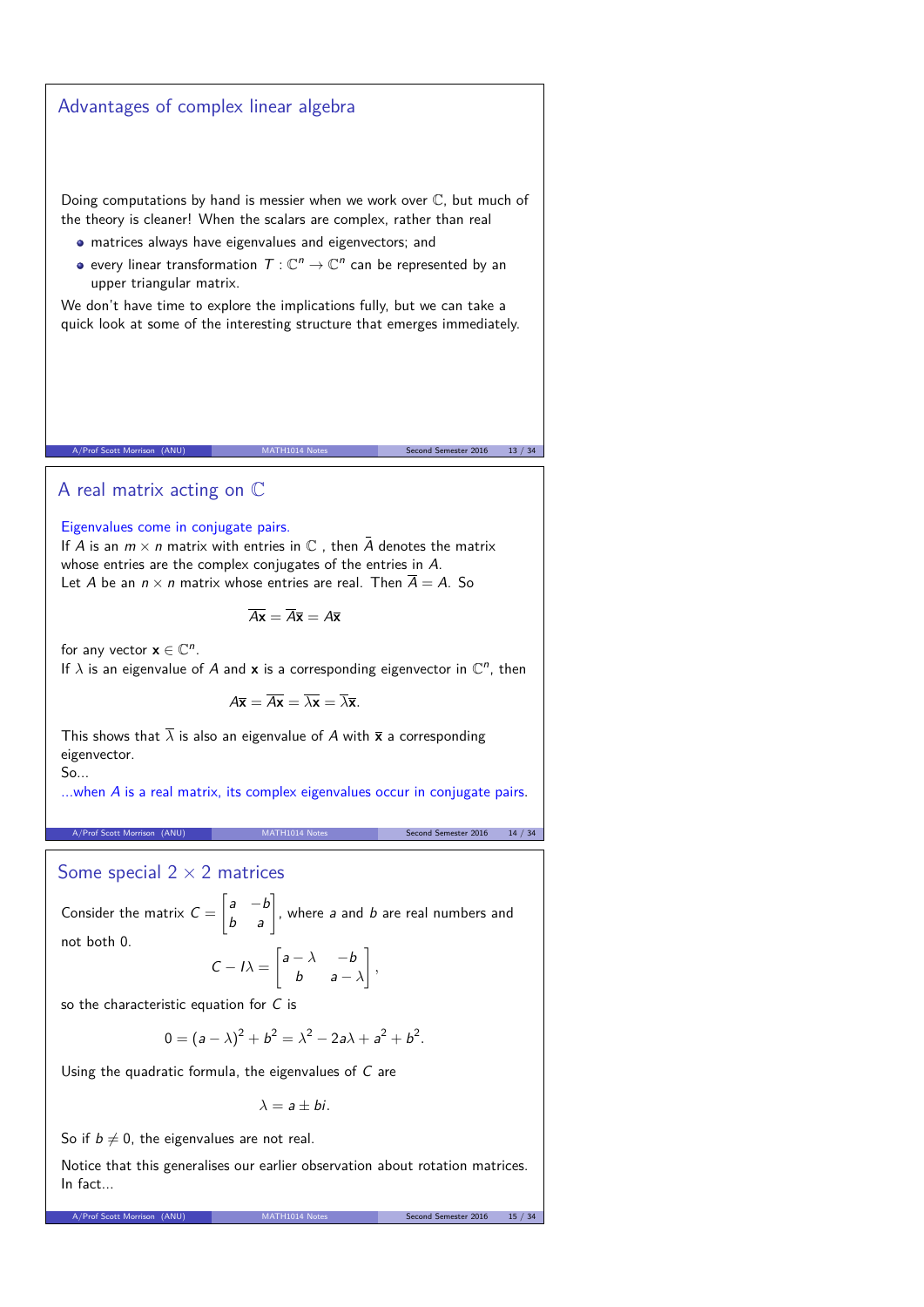## Advantages of complex linear algebra

Doing computations by hand is messier when we work over $\mathbb{C}$, but much of the theory is cleaner! When the scalars are complex, rather than real

- matrices always have eigenvalues and eigenvectors; and
- every linear transformation $T : \mathbb{C}^n \to \mathbb{C}^n$ can be represented by an upper triangular matrix.

We don't have time to explore the implications fully, but we can take a quick look at some of the interesting structure that emerges immediately.

## A real matrix acting on $\mathbb{C}$

Eigenvalues come in conjugate pairs.
If $A$ is an $m \times n$ matrix with entries in $\mathbb{C}$ , then $\bar{A}$ denotes the matrix whose entries are the complex conjugates of the entries in $A$.
Let $A$ be an $n \times n$ matrix whose entries are real. Then $\overline{A} = A$. So

$$\overline{A\mathbf{x}} = \overline{A}\overline{\mathbf{x}} = A\overline{\mathbf{x}}$$

for any vector $\mathbf{x} \in \mathbb{C}^n$.
If $\lambda$ is an eigenvalue of $A$ and $\mathbf{x}$ is a corresponding eigenvector in $\mathbb{C}^n$, then

$$A\overline{\mathbf{x}} = \overline{A\mathbf{x}} = \overline{\lambda \mathbf{x}} = \overline{\lambda}\overline{\mathbf{x}}.$$

This shows that $\overline{\lambda}$ is also an eigenvalue of $A$ with $\overline{\mathbf{x}}$ a corresponding eigenvector.
So...
...when $A$ is a real matrix, its complex eigenvalues occur in conjugate pairs.

## Some special $2 \times 2$ matrices

Consider the matrix $C = \begin{bmatrix} a & -b \\ b & a \end{bmatrix}$, where $a$ and $b$ are real numbers and not both 0.

$$C - I\lambda = \begin{bmatrix} a-\lambda & -b \\ b & a-\lambda \end{bmatrix},$$

so the characteristic equation for $C$ is

$$0 = (a-\lambda)^2 + b^2 = \lambda^2 - 2a\lambda + a^2 + b^2.$$

Using the quadratic formula, the eigenvalues of $C$ are

$$\lambda = a \pm bi.$$

So if $b \neq 0$, the eigenvalues are not real.

Notice that this generalises our earlier observation about rotation matrices. In fact...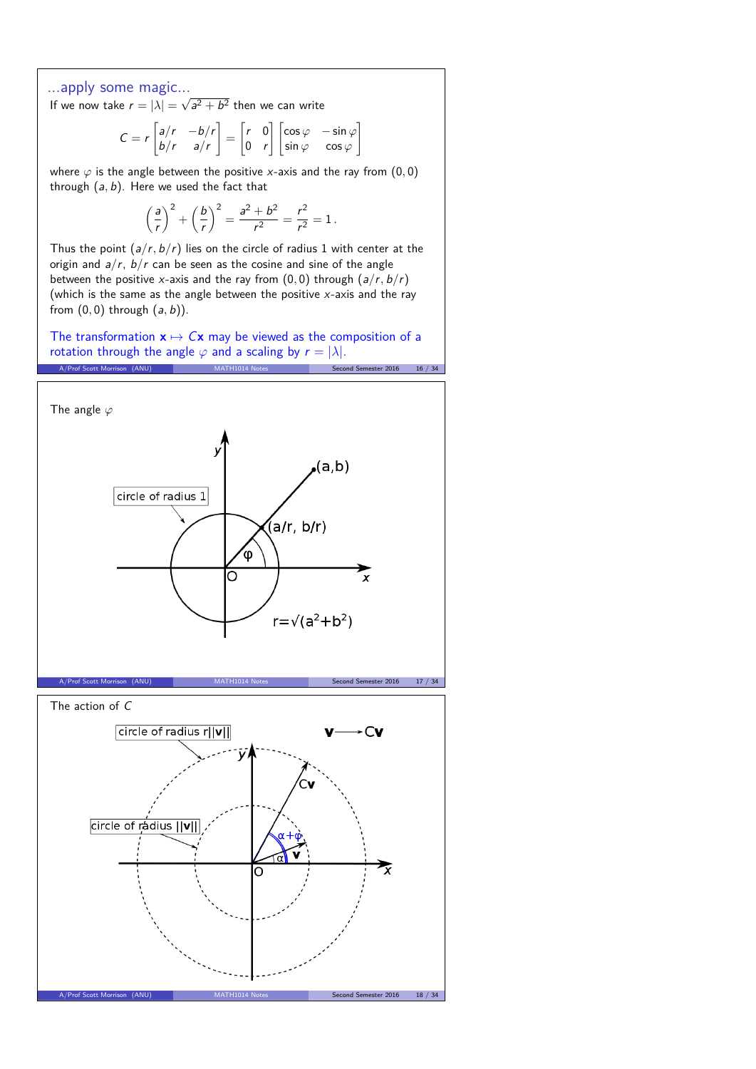## ...apply some magic...

If we now take $r = |\lambda| = \sqrt{a^2 + b^2}$ then we can write

$$C = r \begin{bmatrix} a/r & -b/r \\ b/r & a/r \end{bmatrix} = \begin{bmatrix} r & 0 \\ 0 & r \end{bmatrix} \begin{bmatrix} \cos\varphi & -\sin\varphi \\ \sin\varphi & \cos\varphi \end{bmatrix}$$

where $\varphi$ is the angle between the positive $x$-axis and the ray from $(0,0)$ through $(a,b)$. Here we used the fact that

$$\left(\frac{a}{r}\right)^2 + \left(\frac{b}{r}\right)^2 = \frac{a^2+b^2}{r^2} = \frac{r^2}{r^2} = 1\,.$$

Thus the point $(a/r, b/r)$ lies on the circle of radius 1 with center at the origin and $a/r$, $b/r$ can be seen as the cosine and sine of the angle between the positive $x$-axis and the ray from $(0,0)$ through $(a/r, b/r)$ (which is the same as the angle between the positive $x$-axis and the ray from $(0,0)$ through $(a,b)$).

The transformation $\mathbf{x} \mapsto C\mathbf{x}$ may be viewed as the composition of a rotation through the angle $\varphi$ and a scaling by $r = |\lambda|$.

## The angle $\varphi$

circle of radius 1

(a,b)

(a/r, b/r)

$\varphi$

O

$x$

$y$

$r=\sqrt{(a^2+b^2)}$

## The action of $C$

circle of radius $r||\mathbf{v}||$

$\mathbf{v} \longrightarrow C\mathbf{v}$

circle of radius $||\mathbf{v}||$

$C\mathbf{v}$

$\alpha+\varphi$

$\mathbf{v}$

$\alpha$

O

$x$

$y$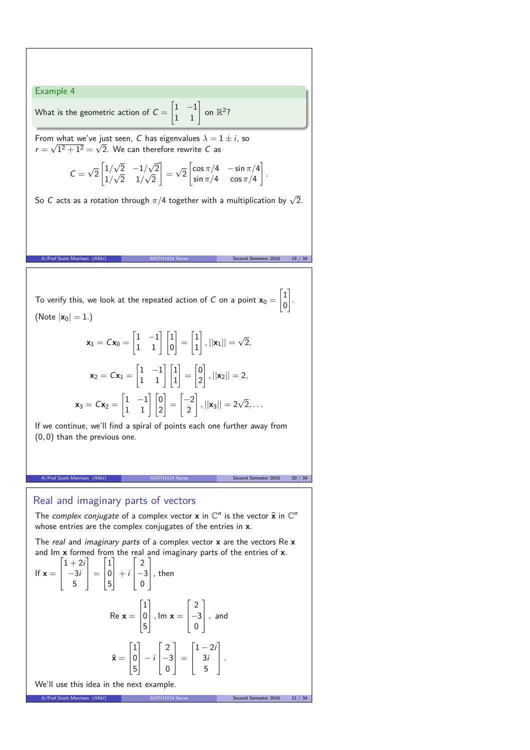### Example 4

What is the geometric action of $C = \begin{bmatrix} 1 & -1 \\ 1 & 1 \end{bmatrix}$ on $\mathbb{R}^2$?

From what we've just seen, $C$ has eigenvalues $\lambda = 1 \pm i$, so $r = \sqrt{1^2 + 1^2} = \sqrt{2}$. We can therefore rewrite $C$ as

$$C = \sqrt{2}\begin{bmatrix} 1/\sqrt{2} & -1/\sqrt{2} \\ 1/\sqrt{2} & 1/\sqrt{2} \end{bmatrix} = \sqrt{2}\begin{bmatrix} \cos \pi/4 & -\sin \pi/4 \\ \sin \pi/4 & \cos \pi/4 \end{bmatrix}.$$

So $C$ acts as a rotation through $\pi/4$ together with a multiplication by $\sqrt{2}$.

To verify this, we look at the repeated action of $C$ on a point $\mathbf{x}_0 = \begin{bmatrix} 1 \\ 0 \end{bmatrix}$. (Note $|\mathbf{x}_0| = 1$.)

$$\mathbf{x}_1 = C\mathbf{x}_0 = \begin{bmatrix} 1 & -1 \\ 1 & 1 \end{bmatrix}\begin{bmatrix} 1 \\ 0 \end{bmatrix} = \begin{bmatrix} 1 \\ 1 \end{bmatrix}, ||\mathbf{x}_1|| = \sqrt{2},$$

$$\mathbf{x}_2 = C\mathbf{x}_1 = \begin{bmatrix} 1 & -1 \\ 1 & 1 \end{bmatrix}\begin{bmatrix} 1 \\ 1 \end{bmatrix} = \begin{bmatrix} 0 \\ 2 \end{bmatrix}, ||\mathbf{x}_2|| = 2,$$

$$\mathbf{x}_3 = C\mathbf{x}_2 = \begin{bmatrix} 1 & -1 \\ 1 & 1 \end{bmatrix}\begin{bmatrix} 0 \\ 2 \end{bmatrix} = \begin{bmatrix} -2 \\ 2 \end{bmatrix}, ||\mathbf{x}_3|| = 2\sqrt{2}, \ldots$$

If we continue, we'll find a spiral of points each one further away from $(0, 0)$ than the previous one.

## Real and imaginary parts of vectors

The *complex conjugate* of a complex vector $\mathbf{x}$ in $\mathbb{C}^n$ is the vector $\bar{\mathbf{x}}$ in $\mathbb{C}^n$ whose entries are the complex conjugates of the entries in $\mathbf{x}$.

The *real* and *imaginary parts* of a complex vector $\mathbf{x}$ are the vectors Re $\mathbf{x}$ and Im $\mathbf{x}$ formed from the real and imaginary parts of the entries of $\mathbf{x}$.

If $\mathbf{x} = \begin{bmatrix} 1+2i \\ -3i \\ 5 \end{bmatrix} = \begin{bmatrix} 1 \\ 0 \\ 5 \end{bmatrix} + i\begin{bmatrix} 2 \\ -3 \\ 0 \end{bmatrix}$, then

$$\text{Re } \mathbf{x} = \begin{bmatrix} 1 \\ 0 \\ 5 \end{bmatrix}, \text{Im } \mathbf{x} = \begin{bmatrix} 2 \\ -3 \\ 0 \end{bmatrix}, \text{ and}$$

$$\bar{\mathbf{x}} = \begin{bmatrix} 1 \\ 0 \\ 5 \end{bmatrix} - i\begin{bmatrix} 2 \\ -3 \\ 0 \end{bmatrix} = \begin{bmatrix} 1-2i \\ 3i \\ 5 \end{bmatrix}.$$

We'll use this idea in the next example.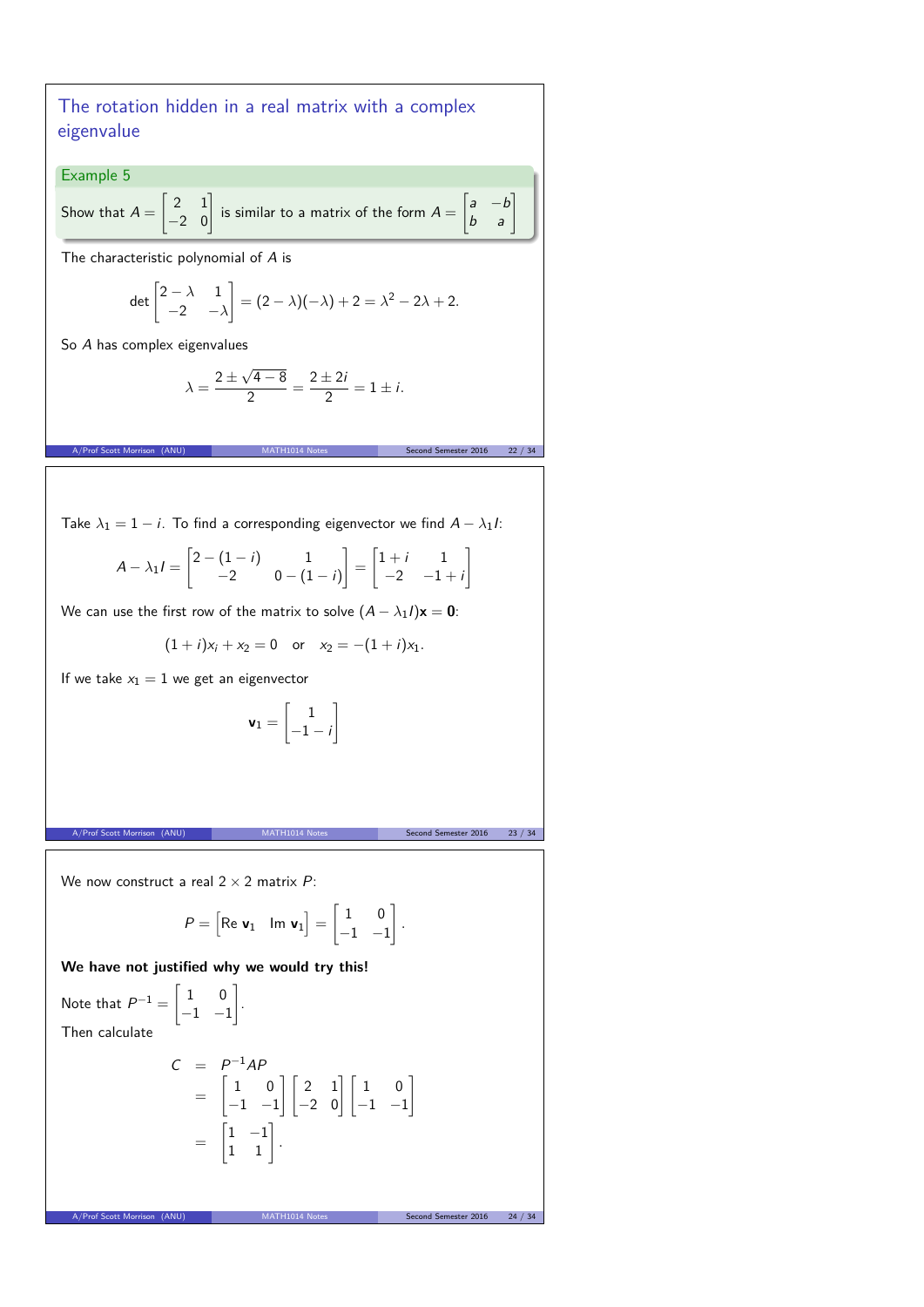## The rotation hidden in a real matrix with a complex eigenvalue

**Example 5**

Show that $A = \begin{bmatrix} 2 & 1 \\ -2 & 0 \end{bmatrix}$ is similar to a matrix of the form $A = \begin{bmatrix} a & -b \\ b & a \end{bmatrix}$

The characteristic polynomial of $A$ is

$$\det \begin{bmatrix} 2-\lambda & 1 \\ -2 & -\lambda \end{bmatrix} = (2-\lambda)(-\lambda) + 2 = \lambda^2 - 2\lambda + 2.$$

So $A$ has complex eigenvalues

$$\lambda = \frac{2 \pm \sqrt{4-8}}{2} = \frac{2 \pm 2i}{2} = 1 \pm i.$$

Take $\lambda_1 = 1 - i$. To find a corresponding eigenvector we find $A - \lambda_1 I$:

$$A - \lambda_1 I = \begin{bmatrix} 2-(1-i) & 1 \\ -2 & 0-(1-i) \end{bmatrix} = \begin{bmatrix} 1+i & 1 \\ -2 & -1+i \end{bmatrix}$$

We can use the first row of the matrix to solve $(A - \lambda_1 I)\mathbf{x} = \mathbf{0}$:

$$(1+i)x_i + x_2 = 0 \quad \text{or} \quad x_2 = -(1+i)x_1.$$

If we take $x_1 = 1$ we get an eigenvector

$$\mathbf{v}_1 = \begin{bmatrix} 1 \\ -1-i \end{bmatrix}$$

We now construct a real $2 \times 2$ matrix $P$:

$$P = \begin{bmatrix} \text{Re } \mathbf{v}_1 & \text{Im } \mathbf{v}_1 \end{bmatrix} = \begin{bmatrix} 1 & 0 \\ -1 & -1 \end{bmatrix}.$$

**We have not justified why we would try this!**

Note that $P^{-1} = \begin{bmatrix} 1 & 0 \\ -1 & -1 \end{bmatrix}$.

Then calculate

$$\begin{aligned} C &= P^{-1}AP \\ &= \begin{bmatrix} 1 & 0 \\ -1 & -1 \end{bmatrix} \begin{bmatrix} 2 & 1 \\ -2 & 0 \end{bmatrix} \begin{bmatrix} 1 & 0 \\ -1 & -1 \end{bmatrix} \\ &= \begin{bmatrix} 1 & -1 \\ 1 & 1 \end{bmatrix}. \end{aligned}$$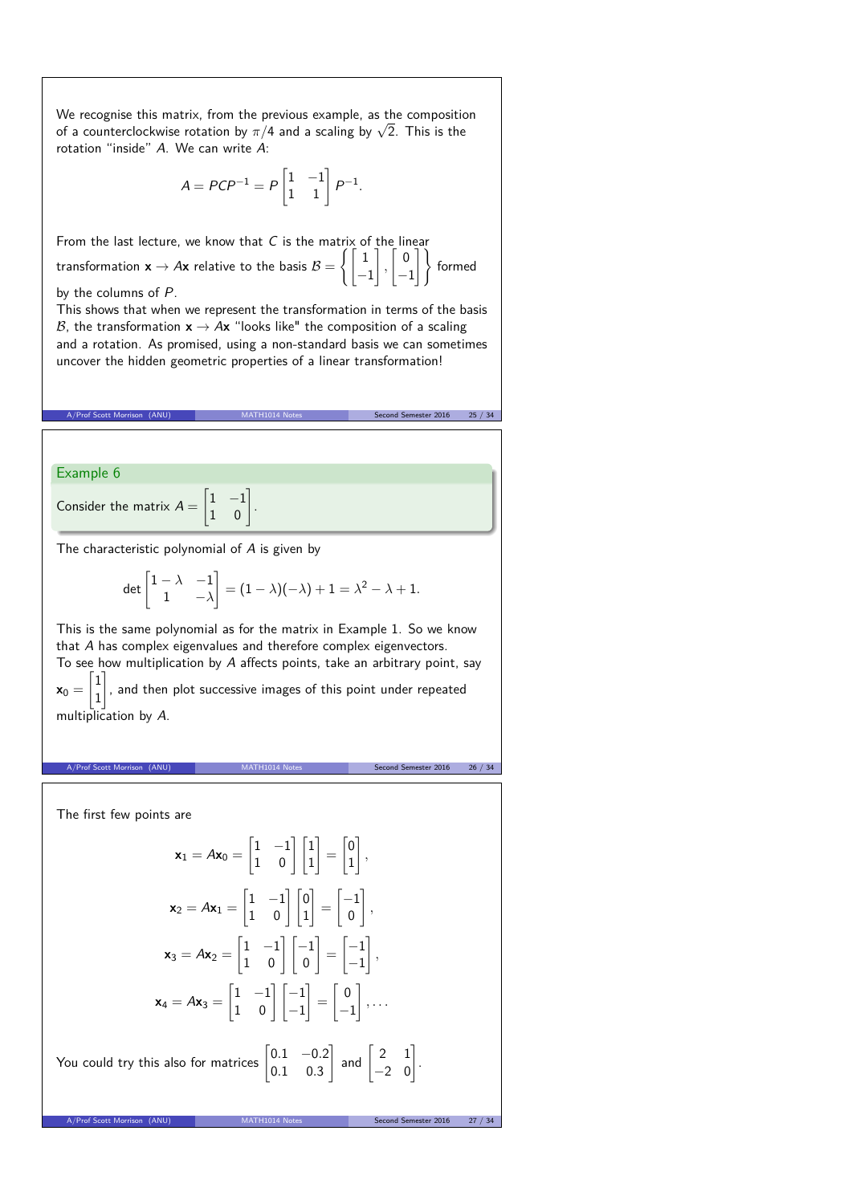We recognise this matrix, from the previous example, as the composition of a counterclockwise rotation by $\pi/4$ and a scaling by $\sqrt{2}$. This is the rotation "inside" $A$. We can write $A$:

$$A = PCP^{-1} = P \begin{bmatrix} 1 & -1 \\ 1 & 1 \end{bmatrix} P^{-1}.$$

From the last lecture, we know that $C$ is the matrix of the linear transformation $\mathbf{x} \to A\mathbf{x}$ relative to the basis $\mathcal{B} = \left\{ \begin{bmatrix} 1 \\ -1 \end{bmatrix}, \begin{bmatrix} 0 \\ -1 \end{bmatrix} \right\}$ formed by the columns of $P$.

This shows that when we represent the transformation in terms of the basis $\mathcal{B}$, the transformation $\mathbf{x} \to A\mathbf{x}$ "looks like" the composition of a scaling and a rotation. As promised, using a non-standard basis we can sometimes uncover the hidden geometric properties of a linear transformation!

## Example 6

Consider the matrix $A = \begin{bmatrix} 1 & -1 \\ 1 & 0 \end{bmatrix}$.

The characteristic polynomial of $A$ is given by

$$\det \begin{bmatrix} 1-\lambda & -1 \\ 1 & -\lambda \end{bmatrix} = (1-\lambda)(-\lambda) + 1 = \lambda^2 - \lambda + 1.$$

This is the same polynomial as for the matrix in Example 1. So we know that $A$ has complex eigenvalues and therefore complex eigenvectors.

To see how multiplication by $A$ affects points, take an arbitrary point, say $\mathbf{x}_0 = \begin{bmatrix} 1 \\ 1 \end{bmatrix}$, and then plot successive images of this point under repeated multiplication by $A$.

The first few points are

$$\mathbf{x}_1 = A\mathbf{x}_0 = \begin{bmatrix} 1 & -1 \\ 1 & 0 \end{bmatrix} \begin{bmatrix} 1 \\ 1 \end{bmatrix} = \begin{bmatrix} 0 \\ 1 \end{bmatrix},$$

$$\mathbf{x}_2 = A\mathbf{x}_1 = \begin{bmatrix} 1 & -1 \\ 1 & 0 \end{bmatrix} \begin{bmatrix} 0 \\ 1 \end{bmatrix} = \begin{bmatrix} -1 \\ 0 \end{bmatrix},$$

$$\mathbf{x}_3 = A\mathbf{x}_2 = \begin{bmatrix} 1 & -1 \\ 1 & 0 \end{bmatrix} \begin{bmatrix} -1 \\ 0 \end{bmatrix} = \begin{bmatrix} -1 \\ -1 \end{bmatrix},$$

$$\mathbf{x}_4 = A\mathbf{x}_3 = \begin{bmatrix} 1 & -1 \\ 1 & 0 \end{bmatrix} \begin{bmatrix} -1 \\ -1 \end{bmatrix} = \begin{bmatrix} 0 \\ -1 \end{bmatrix}, \ldots$$

You could try this also for matrices $\begin{bmatrix} 0.1 & -0.2 \\ 0.1 & 0.3 \end{bmatrix}$ and $\begin{bmatrix} 2 & 1 \\ -2 & 0 \end{bmatrix}$.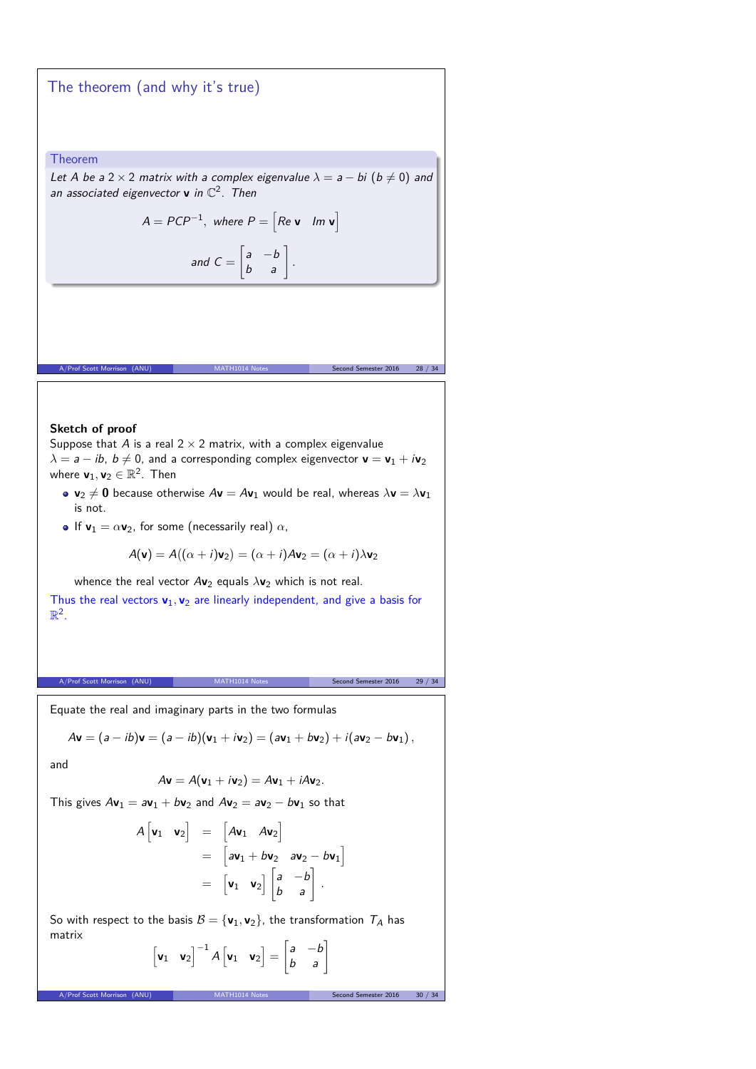## The theorem (and why it's true)

**Theorem**

*Let $A$ be a $2 \times 2$ matrix with a complex eigenvalue $\lambda = a - bi$ ($b \neq 0$) and an associated eigenvector $\mathbf{v}$ in $\mathbb{C}^2$. Then*

$$A = PCP^{-1}, \text{ where } P = \begin{bmatrix} Re\,\mathbf{v} & Im\,\mathbf{v} \end{bmatrix}$$

$$\text{and } C = \begin{bmatrix} a & -b \\ b & a \end{bmatrix}.$$

**Sketch of proof**

Suppose that $A$ is a real $2 \times 2$ matrix, with a complex eigenvalue $\lambda = a - ib$, $b \neq 0$, and a corresponding complex eigenvector $\mathbf{v} = \mathbf{v}_1 + i\mathbf{v}_2$ where $\mathbf{v}_1, \mathbf{v}_2 \in \mathbb{R}^2$. Then

- $\mathbf{v}_2 \neq \mathbf{0}$ because otherwise $A\mathbf{v} = A\mathbf{v}_1$ would be real, whereas $\lambda\mathbf{v} = \lambda\mathbf{v}_1$ is not.
- If $\mathbf{v}_1 = \alpha\mathbf{v}_2$, for some (necessarily real) $\alpha$,

$$A(\mathbf{v}) = A((\alpha + i)\mathbf{v}_2) = (\alpha + i)A\mathbf{v}_2 = (\alpha + i)\lambda\mathbf{v}_2$$

  whence the real vector $A\mathbf{v}_2$ equals $\lambda\mathbf{v}_2$ which is not real.

Thus the real vectors $\mathbf{v}_1, \mathbf{v}_2$ are linearly independent, and give a basis for $\mathbb{R}^2$.

Equate the real and imaginary parts in the two formulas

$$A\mathbf{v} = (a - ib)\mathbf{v} = (a - ib)(\mathbf{v}_1 + i\mathbf{v}_2) = (a\mathbf{v}_1 + b\mathbf{v}_2) + i(a\mathbf{v}_2 - b\mathbf{v}_1),$$

and

$$A\mathbf{v} = A(\mathbf{v}_1 + i\mathbf{v}_2) = A\mathbf{v}_1 + iA\mathbf{v}_2.$$

This gives $A\mathbf{v}_1 = a\mathbf{v}_1 + b\mathbf{v}_2$ and $A\mathbf{v}_2 = a\mathbf{v}_2 - b\mathbf{v}_1$ so that

$$\begin{aligned} A\begin{bmatrix} \mathbf{v}_1 & \mathbf{v}_2 \end{bmatrix} &= \begin{bmatrix} A\mathbf{v}_1 & A\mathbf{v}_2 \end{bmatrix} \\ &= \begin{bmatrix} a\mathbf{v}_1 + b\mathbf{v}_2 & a\mathbf{v}_2 - b\mathbf{v}_1 \end{bmatrix} \\ &= \begin{bmatrix} \mathbf{v}_1 & \mathbf{v}_2 \end{bmatrix} \begin{bmatrix} a & -b \\ b & a \end{bmatrix}. \end{aligned}$$

So with respect to the basis $\mathcal{B} = \{\mathbf{v}_1, \mathbf{v}_2\}$, the transformation $T_A$ has matrix

$$\begin{bmatrix} \mathbf{v}_1 & \mathbf{v}_2 \end{bmatrix}^{-1} A \begin{bmatrix} \mathbf{v}_1 & \mathbf{v}_2 \end{bmatrix} = \begin{bmatrix} a & -b \\ b & a \end{bmatrix}$$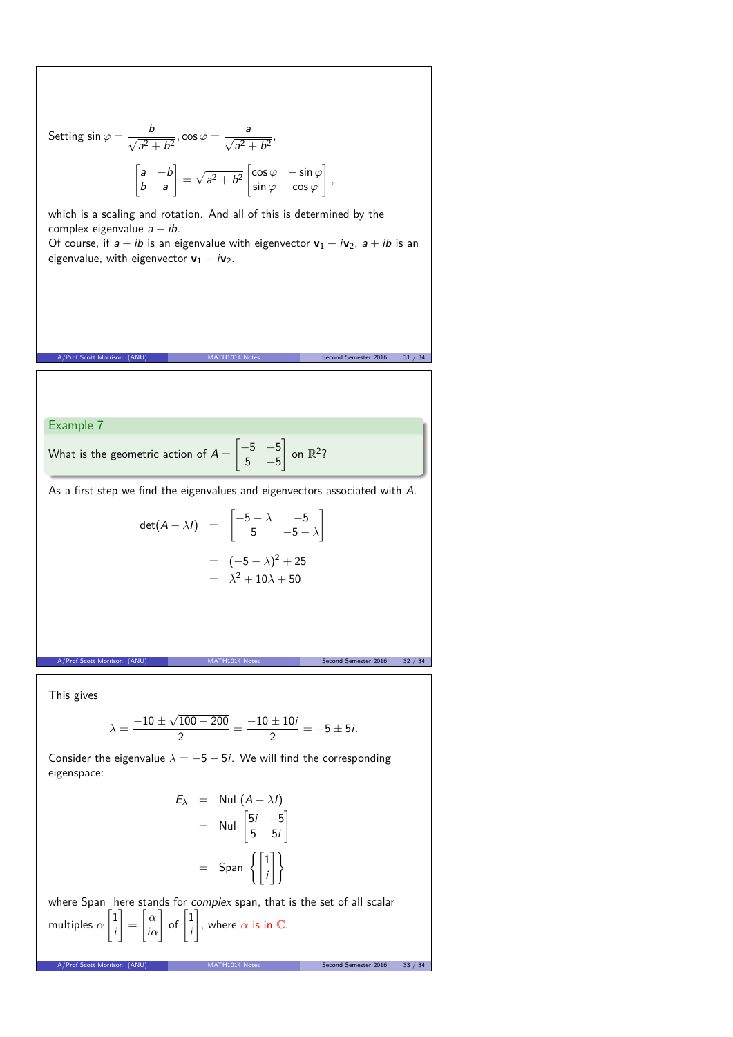Setting $\sin\varphi = \dfrac{b}{\sqrt{a^2+b^2}}, \cos\varphi = \dfrac{a}{\sqrt{a^2+b^2}}$,

$$\begin{bmatrix} a & -b \\ b & a \end{bmatrix} = \sqrt{a^2+b^2}\begin{bmatrix} \cos\varphi & -\sin\varphi \\ \sin\varphi & \cos\varphi \end{bmatrix},$$

which is a scaling and rotation. And all of this is determined by the complex eigenvalue $a - ib$.

Of course, if $a - ib$ is an eigenvalue with eigenvector $\mathbf{v}_1 + i\mathbf{v}_2$, $a + ib$ is an eigenvalue, with eigenvector $\mathbf{v}_1 - i\mathbf{v}_2$.

## Example 7

What is the geometric action of $A = \begin{bmatrix} -5 & -5 \\ 5 & -5 \end{bmatrix}$ on $\mathbb{R}^2$?

As a first step we find the eigenvalues and eigenvectors associated with $A$.

$$\begin{aligned} \det(A - \lambda I) &= \begin{bmatrix} -5-\lambda & -5 \\ 5 & -5-\lambda \end{bmatrix} \\ &= (-5-\lambda)^2 + 25 \\ &= \lambda^2 + 10\lambda + 50 \end{aligned}$$

This gives

$$\lambda = \frac{-10 \pm \sqrt{100-200}}{2} = \frac{-10 \pm 10i}{2} = -5 \pm 5i.$$

Consider the eigenvalue $\lambda = -5 - 5i$. We will find the corresponding eigenspace:

$$\begin{aligned} E_\lambda &= \text{Nul}\ (A - \lambda I) \\ &= \text{Nul} \begin{bmatrix} 5i & -5 \\ 5 & 5i \end{bmatrix} \\ &= \text{Span}\left\{\begin{bmatrix} 1 \\ i \end{bmatrix}\right\} \end{aligned}$$

where Span here stands for *complex* span, that is the set of all scalar multiples $\alpha\begin{bmatrix} 1 \\ i \end{bmatrix} = \begin{bmatrix} \alpha \\ i\alpha \end{bmatrix}$ of $\begin{bmatrix} 1 \\ i \end{bmatrix}$, where $\alpha$ is in $\mathbb{C}$.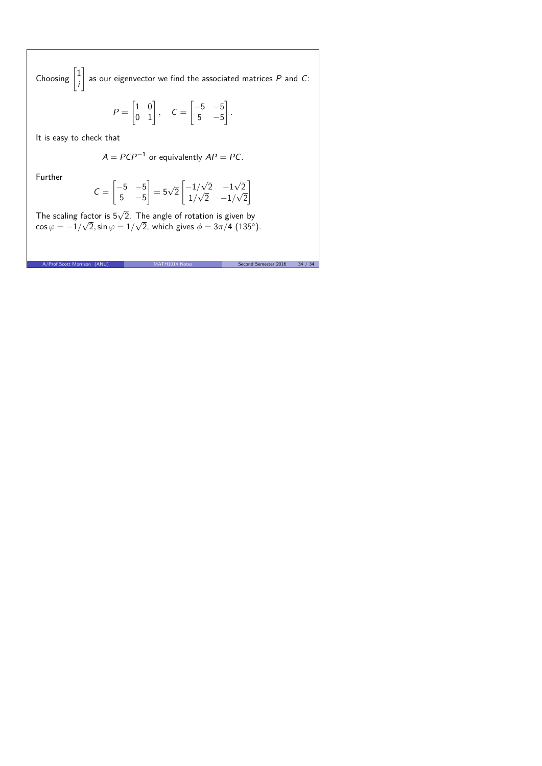Choosing $\begin{bmatrix} 1 \\ i \end{bmatrix}$ as our eigenvector we find the associated matrices $P$ and $C$:

$$P = \begin{bmatrix} 1 & 0 \\ 0 & 1 \end{bmatrix}, \quad C = \begin{bmatrix} -5 & -5 \\ 5 & -5 \end{bmatrix}.$$

It is easy to check that

$$A = PCP^{-1} \text{ or equivalently } AP = PC.$$

Further

$$C = \begin{bmatrix} -5 & -5 \\ 5 & -5 \end{bmatrix} = 5\sqrt{2} \begin{bmatrix} -1/\sqrt{2} & -1\sqrt{2} \\ 1/\sqrt{2} & -1/\sqrt{2} \end{bmatrix}$$

The scaling factor is $5\sqrt{2}$. The angle of rotation is given by $\cos\varphi = -1/\sqrt{2}, \sin\varphi = 1/\sqrt{2}$, which gives $\phi = 3\pi/4$ ($135°$).